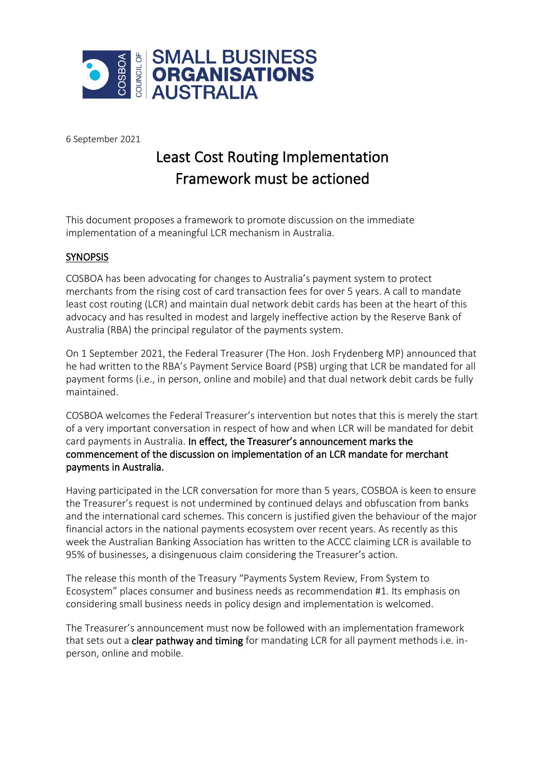COSBOA COUNCIL OF SMALL BUSINESS ORGANISATIONS AUSTRALIA

6 September 2021

# Least Cost Routing Implementation Framework must be actioned

This document proposes a framework to promote discussion on the immediate implementation of a meaningful LCR mechanism in Australia.

## SYNOPSIS

COSBOA has been advocating for changes to Australia's payment system to protect merchants from the rising cost of card transaction fees for over 5 years. A call to mandate least cost routing (LCR) and maintain dual network debit cards has been at the heart of this advocacy and has resulted in modest and largely ineffective action by the Reserve Bank of Australia (RBA) the principal regulator of the payments system.

On 1 September 2021, the Federal Treasurer (The Hon. Josh Frydenberg MP) announced that he had written to the RBA's Payment Service Board (PSB) urging that LCR be mandated for all payment forms (i.e., in person, online and mobile) and that dual network debit cards be fully maintained.

COSBOA welcomes the Federal Treasurer's intervention but notes that this is merely the start of a very important conversation in respect of how and when LCR will be mandated for debit card payments in Australia. **In effect, the Treasurer's announcement marks the commencement of the discussion on implementation of an LCR mandate for merchant payments in Australia.**

Having participated in the LCR conversation for more than 5 years, COSBOA is keen to ensure the Treasurer's request is not undermined by continued delays and obfuscation from banks and the international card schemes. This concern is justified given the behaviour of the major financial actors in the national payments ecosystem over recent years. As recently as this week the Australian Banking Association has written to the ACCC claiming LCR is available to 95% of businesses, a disingenuous claim considering the Treasurer's action.

The release this month of the Treasury "Payments System Review, From System to Ecosystem" places consumer and business needs as recommendation #1. Its emphasis on considering small business needs in policy design and implementation is welcomed.

The Treasurer's announcement must now be followed with an implementation framework that sets out a **clear pathway and timing** for mandating LCR for all payment methods i.e. in-person, online and mobile.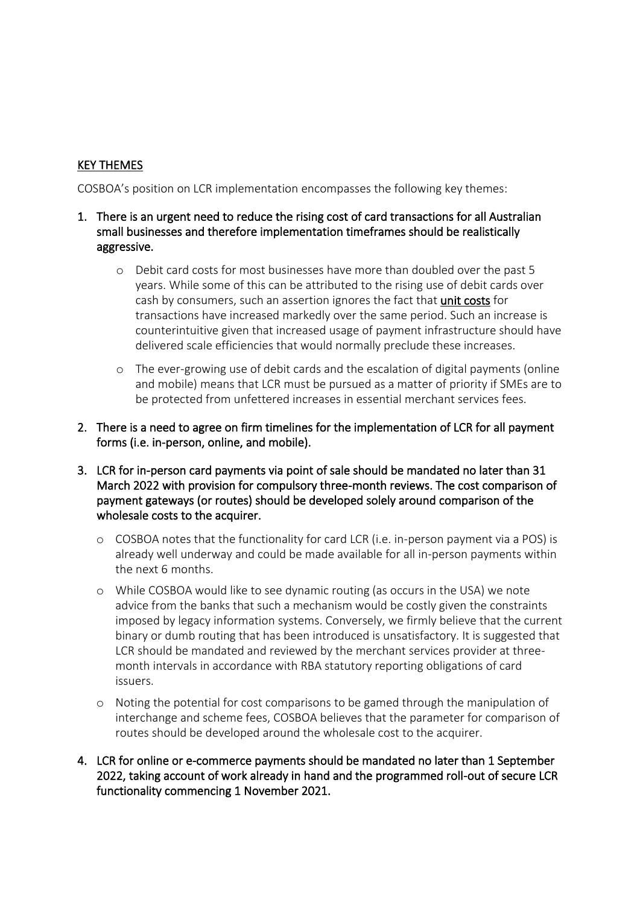## KEY THEMES

COSBOA's position on LCR implementation encompasses the following key themes:

1. **There is an urgent need to reduce the rising cost of card transactions for all Australian small businesses and therefore implementation timeframes should be realistically aggressive.**

   - Debit card costs for most businesses have more than doubled over the past 5 years. While some of this can be attributed to the rising use of debit cards over cash by consumers, such an assertion ignores the fact that **unit costs** for transactions have increased markedly over the same period. Such an increase is counterintuitive given that increased usage of payment infrastructure should have delivered scale efficiencies that would normally preclude these increases.
   - The ever-growing use of debit cards and the escalation of digital payments (online and mobile) means that LCR must be pursued as a matter of priority if SMEs are to be protected from unfettered increases in essential merchant services fees.

2. **There is a need to agree on firm timelines for the implementation of LCR for all payment forms (i.e. in-person, online, and mobile).**

3. **LCR for in-person card payments via point of sale should be mandated no later than 31 March 2022 with provision for compulsory three-month reviews. The cost comparison of payment gateways (or routes) should be developed solely around comparison of the wholesale costs to the acquirer.**

   - COSBOA notes that the functionality for card LCR (i.e. in-person payment via a POS) is already well underway and could be made available for all in-person payments within the next 6 months.
   - While COSBOA would like to see dynamic routing (as occurs in the USA) we note advice from the banks that such a mechanism would be costly given the constraints imposed by legacy information systems. Conversely, we firmly believe that the current binary or dumb routing that has been introduced is unsatisfactory. It is suggested that LCR should be mandated and reviewed by the merchant services provider at three-month intervals in accordance with RBA statutory reporting obligations of card issuers.
   - Noting the potential for cost comparisons to be gamed through the manipulation of interchange and scheme fees, COSBOA believes that the parameter for comparison of routes should be developed around the wholesale cost to the acquirer.

4. **LCR for online or e-commerce payments should be mandated no later than 1 September 2022, taking account of work already in hand and the programmed roll-out of secure LCR functionality commencing 1 November 2021.**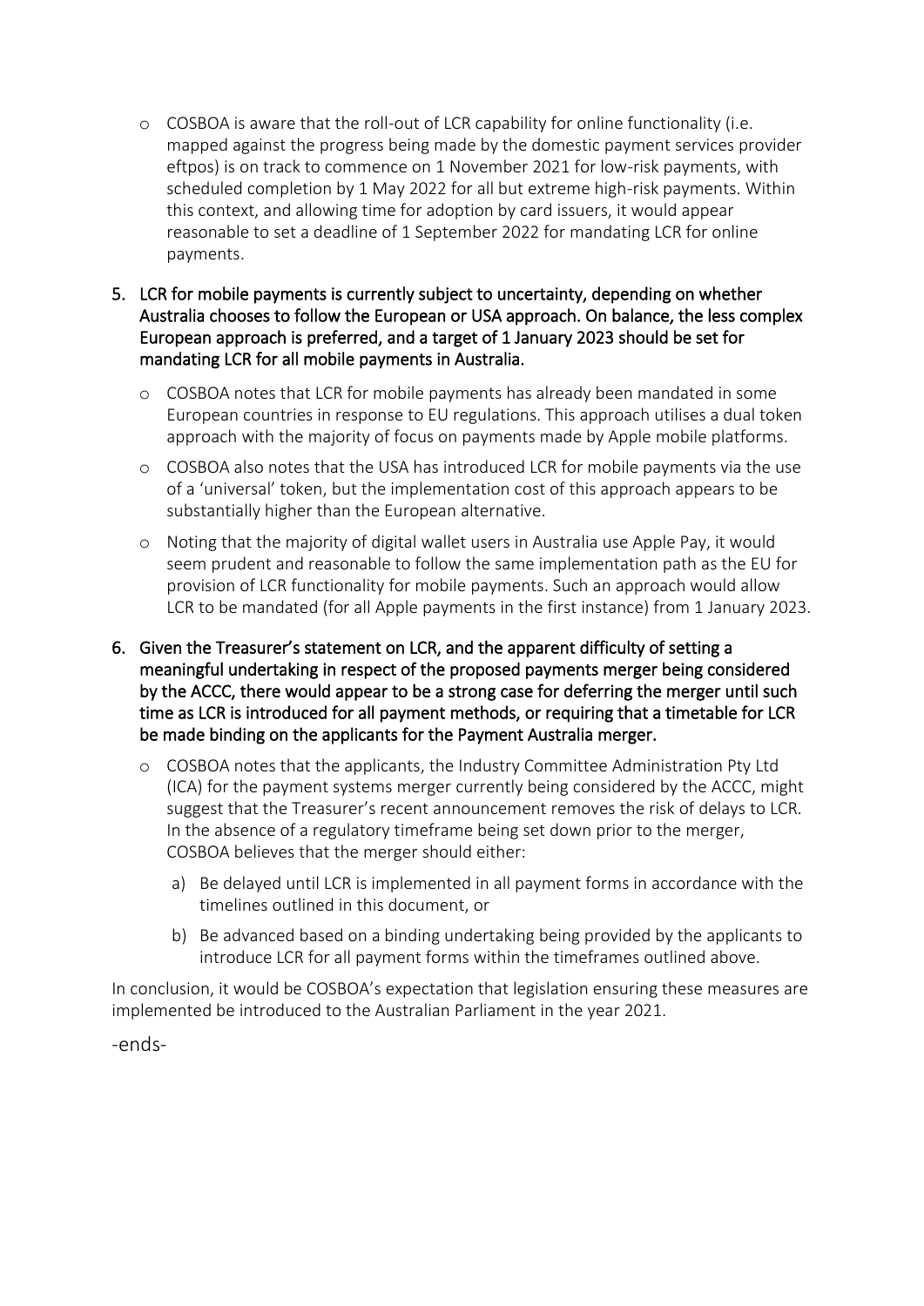- COSBOA is aware that the roll-out of LCR capability for online functionality (i.e. mapped against the progress being made by the domestic payment services provider eftpos) is on track to commence on 1 November 2021 for low-risk payments, with scheduled completion by 1 May 2022 for all but extreme high-risk payments. Within this context, and allowing time for adoption by card issuers, it would appear reasonable to set a deadline of 1 September 2022 for mandating LCR for online payments.

5. **LCR for mobile payments is currently subject to uncertainty, depending on whether Australia chooses to follow the European or USA approach. On balance, the less complex European approach is preferred, and a target of 1 January 2023 should be set for mandating LCR for all mobile payments in Australia.**

   - COSBOA notes that LCR for mobile payments has already been mandated in some European countries in response to EU regulations. This approach utilises a dual token approach with the majority of focus on payments made by Apple mobile platforms.
   - COSBOA also notes that the USA has introduced LCR for mobile payments via the use of a 'universal' token, but the implementation cost of this approach appears to be substantially higher than the European alternative.
   - Noting that the majority of digital wallet users in Australia use Apple Pay, it would seem prudent and reasonable to follow the same implementation path as the EU for provision of LCR functionality for mobile payments. Such an approach would allow LCR to be mandated (for all Apple payments in the first instance) from 1 January 2023.

6. **Given the Treasurer's statement on LCR, and the apparent difficulty of setting a meaningful undertaking in respect of the proposed payments merger being considered by the ACCC, there would appear to be a strong case for deferring the merger until such time as LCR is introduced for all payment methods, or requiring that a timetable for LCR be made binding on the applicants for the Payment Australia merger.**

   - COSBOA notes that the applicants, the Industry Committee Administration Pty Ltd (ICA) for the payment systems merger currently being considered by the ACCC, might suggest that the Treasurer's recent announcement removes the risk of delays to LCR. In the absence of a regulatory timeframe being set down prior to the merger, COSBOA believes that the merger should either:

     a) Be delayed until LCR is implemented in all payment forms in accordance with the timelines outlined in this document, or

     b) Be advanced based on a binding undertaking being provided by the applicants to introduce LCR for all payment forms within the timeframes outlined above.

In conclusion, it would be COSBOA's expectation that legislation ensuring these measures are implemented be introduced to the Australian Parliament in the year 2021.

-ends-